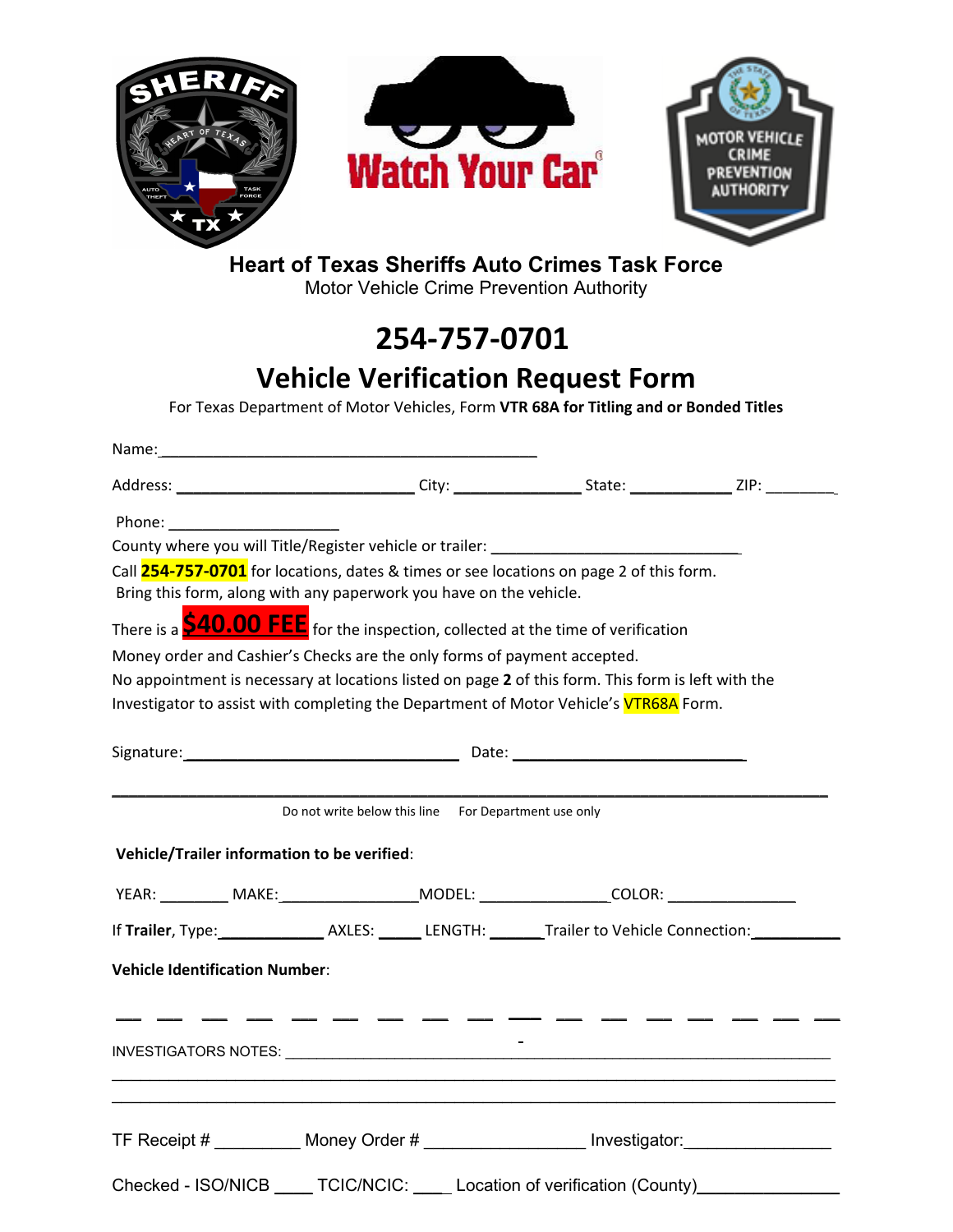# Heart of Texas Sheriffs Auto Crimes Task Force

Motor Vehicle Crime Prevention Authority

## 254-757-0701

## Vehicle Verification Request Form

For Texas Department of Motor Vehicles, Form **VTR 68A for Titling and or Bonded Titles**

Name:_____________________________________________

Address: ____________________________ City: _______________ State: ____________ ZIP: ________

Phone: ____________________

County where you will Title/Register vehicle or trailer: ______________________________

Call **254-757-0701** for locations, dates & times or see locations on page 2 of this form.
Bring this form, along with any paperwork you have on the vehicle.

There is a **$40.00 FEE** for the inspection, collected at the time of verification

Money order and Cashier's Checks are the only forms of payment accepted.
No appointment is necessary at locations listed on page **2** of this form. This form is left with the Investigator to assist with completing the Department of Motor Vehicle's VTR68A Form.

Signature:________________________________ Date: ___________________________

---

Do not write below this line For Department use only

**Vehicle/Trailer information to be verified**:

YEAR: ________ MAKE:________________MODEL: _______________COLOR: _______________

If **Trailer**, Type:____________ AXLES: _____ LENGTH: ______Trailer to Vehicle Connection:__________

**Vehicle Identification Number**:

__ __ __ __ __ __ __ __ __ __ __ __ __ __ __ __ __

INVESTIGATORS NOTES: ______________________________________________________________

_____________________________________________________________________________

_____________________________________________________________________________

TF Receipt # _________ Money Order # ________________ Investigator:_______________

Checked - ISO/NICB ____ TCIC/NCIC: ____ Location of verification (County)_______________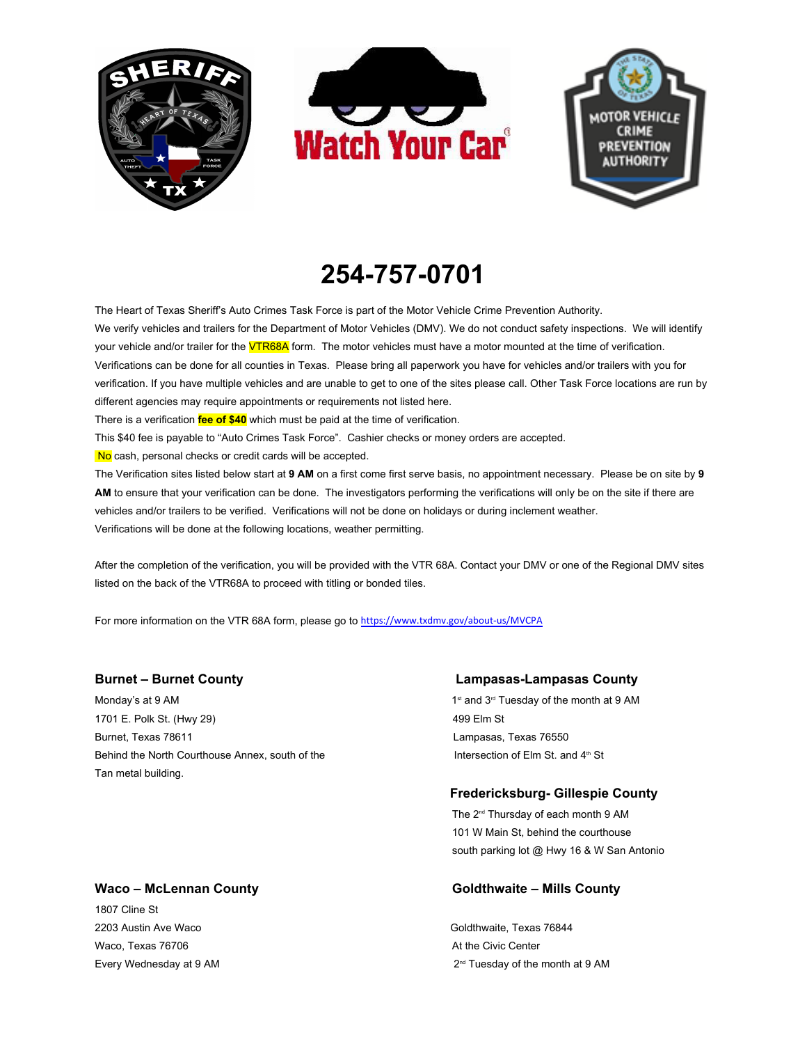# 254-757-0701

The Heart of Texas Sheriff's Auto Crimes Task Force is part of the Motor Vehicle Crime Prevention Authority.
We verify vehicles and trailers for the Department of Motor Vehicles (DMV). We do not conduct safety inspections. We will identify your vehicle and/or trailer for the VTR68A form. The motor vehicles must have a motor mounted at the time of verification.
Verifications can be done for all counties in Texas. Please bring all paperwork you have for vehicles and/or trailers with you for verification. If you have multiple vehicles and are unable to get to one of the sites please call. Other Task Force locations are run by different agencies may require appointments or requirements not listed here.
There is a verification **fee of $40** which must be paid at the time of verification.
This $40 fee is payable to "Auto Crimes Task Force". Cashier checks or money orders are accepted.
No cash, personal checks or credit cards will be accepted.
The Verification sites listed below start at **9 AM** on a first come first serve basis, no appointment necessary. Please be on site by **9 AM** to ensure that your verification can be done. The investigators performing the verifications will only be on the site if there are vehicles and/or trailers to be verified. Verifications will not be done on holidays or during inclement weather.
Verifications will be done at the following locations, weather permitting.

After the completion of the verification, you will be provided with the VTR 68A. Contact your DMV or one of the Regional DMV sites listed on the back of the VTR68A to proceed with titling or bonded tiles.

For more information on the VTR 68A form, please go to https://www.txdmv.gov/about-us/MVCPA

### Burnet – Burnet County

Monday's at 9 AM
1701 E. Polk St. (Hwy 29)
Burnet, Texas 78611
Behind the North Courthouse Annex, south of the Tan metal building.

### Lampasas-Lampasas County

1st and 3rd Tuesday of the month at 9 AM
499 Elm St
Lampasas, Texas 76550
Intersection of Elm St. and 4th St

### Fredericksburg- Gillespie County

The 2nd Thursday of each month 9 AM
101 W Main St, behind the courthouse
south parking lot @ Hwy 16 & W San Antonio

### Waco – McLennan County

1807 Cline St
2203 Austin Ave Waco
Waco, Texas 76706
Every Wednesday at 9 AM

### Goldthwaite – Mills County

Goldthwaite, Texas 76844
At the Civic Center
2nd Tuesday of the month at 9 AM